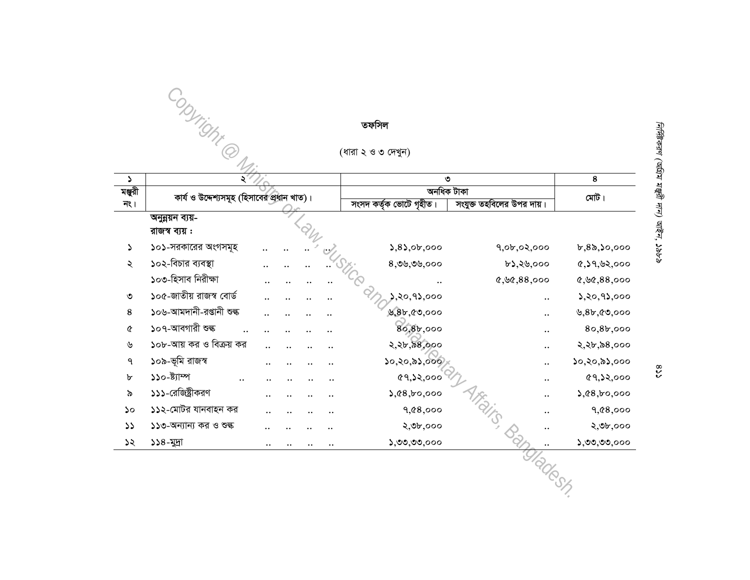**তফসিল**

(ধারা ২ ও ৩ দেখুন)

| ১ | ২ | ৩ | | ৪ |
|---|---|---|---|---|
| মঞ্জুরী নং। | কার্য ও উদ্দেশ্যসমূহ (হিসাবের প্রধান খাত)। | অনধিক টাকা | | মোট। |
| | | সংসদ কর্তৃক ভোটে গৃহীত। | সংযুক্ত তহবিলের উপর দায়। | |
| | অনুন্নয়ন ব্যয়- রাজস্ব ব্যয় : | | | |
| ১ | ১০১-সরকারের অংগসমূহ .. .. .. .. | ১,৪১,০৮,০০০ | ৭,০৮,০২,০০০ | ৮,৪৯,১০,০০০ |
| ২ | ১০২-বিচার ব্যবস্থা .. .. .. .. | ৪,৩৬,৩৬,০০০ | ৮১,২৬,০০০ | ৫,১৭,৬২,০০০ |
| | ১০৩-হিসাব নিরীক্ষা .. .. .. .. | .. | ৫,৬৫,৪৪,০০০ | ৫,৬৫,৪৪,০০০ |
| ৩ | ১০৫-জাতীয় রাজস্ব বোর্ড .. .. .. .. | ১,২০,৭১,০০০ | .. | ১,২০,৭১,০০০ |
| ৪ | ১০৬-আমদানী-রপ্তানী শুল্ক .. .. .. .. | ৬,৪৮,৫৩,০০০ | .. | ৬,৪৮,৫৩,০০০ |
| ৫ | ১০৭-আবগারী শুল্ক .. .. .. .. .. | ৪০,৪৮,০০০ | .. | ৪০,৪৮,০০০ |
| ৬ | ১০৮-আয় কর ও বিক্রয় কর .. .. .. .. | ২,২৮,৯৪,০০০ | .. | ২,২৮,৯৪,০০০ |
| ৭ | ১০৯-ভূমি রাজস্ব .. .. .. .. | ১০,২০,৯১,০০০ | .. | ১০,২০,৯১,০০০ |
| ৮ | ১১০-ষ্ট্যাম্প .. .. .. .. .. | ৫৭,১২,০০০ | .. | ৫৭,১২,০০০ |
| ৯ | ১১১-রেজিষ্ট্রীকরণ .. .. .. .. | ১,৫৪,৮০,০০০ | .. | ১,৫৪,৮০,০০০ |
| ১০ | ১১২-মোটর যানবাহন কর .. .. .. .. | ৭,৫৪,০০০ | .. | ৭,৫৪,০০০ |
| ১১ | ১১৩-অন্যান্য কর ও শুল্ক .. .. .. .. | ২,৩৮,০০০ | .. | ২,৩৮,০০০ |
| ১২ | ১১৪-মুদ্রা .. .. .. .. | ১,৩৩,৩৩,০০০ | .. | ১,৩৩,৩৩,০০০ |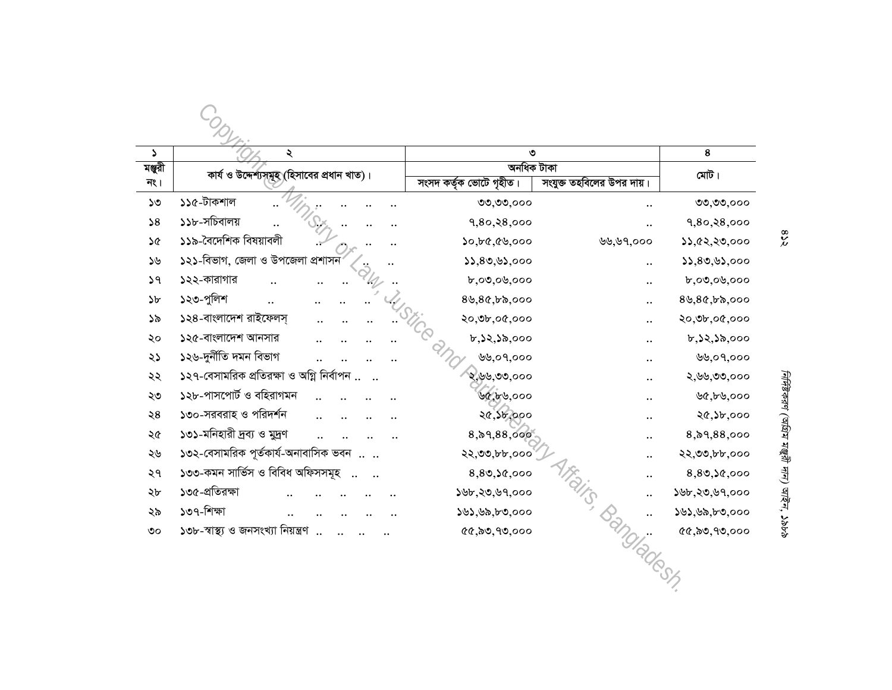| ১ | ২ | ৩ | | ৪ |
|---|---|---|---|---|
| মঞ্জুরী নং। | কার্য ও উদ্দেশ্যসমূহ (হিসাবের প্রধান খাত)। | অনধিক টাকা | | মোট। |
| | | সংসদ কর্তৃক ভোটে গৃহীত। | সংযুক্ত তহবিলের উপর দায়। | |
| ১৩ | ১১৫-টাকশাল .. .. .. .. .. | ৩৩,৩৩,০০০ | .. | ৩৩,৩৩,০০০ |
| ১৪ | ১১৮-সচিবালয় .. .. .. .. .. | ৭,৪০,২৪,০০০ | .. | ৭,৪০,২৪,০০০ |
| ১৫ | ১১৯-বৈদেশিক বিষয়াবলী .. .. .. .. | ১০,৮৫,৫৬,০০০ | ৬৬,৬৭,০০০ | ১১,৫২,২৩,০০০ |
| ১৬ | ১২১-বিভাগ, জেলা ও উপজেলা প্রশাসন .. .. | ১১,৪৩,৬১,০০০ | .. | ১১,৪৩,৬১,০০০ |
| ১৭ | ১২২-কারাগার .. .. .. .. .. | ৮,০৩,০৬,০০০ | .. | ৮,০৩,০৬,০০০ |
| ১৮ | ১২৩-পুলিশ .. .. .. .. .. | ৪৬,৪৫,৮৯,০০০ | .. | ৪৬,৪৫,৮৯,০০০ |
| ১৯ | ১২৪-বাংলাদেশ রাইফেলস্ .. .. .. .. | ২০,৩৮,০৫,০০০ | .. | ২০,৩৮,০৫,০০০ |
| ২০ | ১২৫-বাংলাদেশ আনসার .. .. .. .. | ৮,১২,১৯,০০০ | .. | ৮,১২,১৯,০০০ |
| ২১ | ১২৬-দুর্নীতি দমন বিভাগ .. .. .. .. | ৬৬,০৭,০০০ | .. | ৬৬,০৭,০০০ |
| ২২ | ১২৭-বেসামরিক প্রতিরক্ষা ও অগ্নি নির্বাপন .. .. | ২,৬৬,৩৩,০০০ | .. | ২,৬৬,৩৩,০০০ |
| ২৩ | ১২৮-পাসপোর্ট ও বহিরাগমন .. .. .. .. | ৬৫,৮৬,০০০ | .. | ৬৫,৮৬,০০০ |
| ২৪ | ১৩০-সরবরাহ ও পরিদর্শন .. .. .. .. | ২৫,১৮,০০০ | .. | ২৫,১৮,০০০ |
| ২৫ | ১৩১-মনিহারী দ্রব্য ও মুদ্রণ .. .. .. .. | ৪,৯৭,৪৪,০০০ | .. | ৪,৯৭,৪৪,০০০ |
| ২৬ | ১৩২-বেসামরিক পূর্তকার্য-অনাবাসিক ভবন .. .. | ২২,৩৩,৮৮,০০০ | .. | ২২,৩৩,৮৮,০০০ |
| ২৭ | ১৩৩-কমন সার্ভিস ও বিবিধ অফিসসমূহ .. .. | ৪,৪৩,১৫,০০০ | .. | ৪,৪৩,১৫,০০০ |
| ২৮ | ১৩৫-প্রতিরক্ষা .. .. .. .. .. | ১৬৮,২৩,৬৭,০০০ | .. | ১৬৮,২৩,৬৭,০০০ |
| ২৯ | ১৩৭-শিক্ষা .. .. .. .. .. | ১৬১,৬৯,৮৩,০০০ | .. | ১৬১,৬৯,৮৩,০০০ |
| ৩০ | ১৩৮-স্বাস্থ্য ও জনসংখ্যা নিয়ন্ত্রণ .. .. .. .. | ৫৫,৯৩,৭৩,০০০ | .. | ৫৫,৯৩,৭৩,০০০ |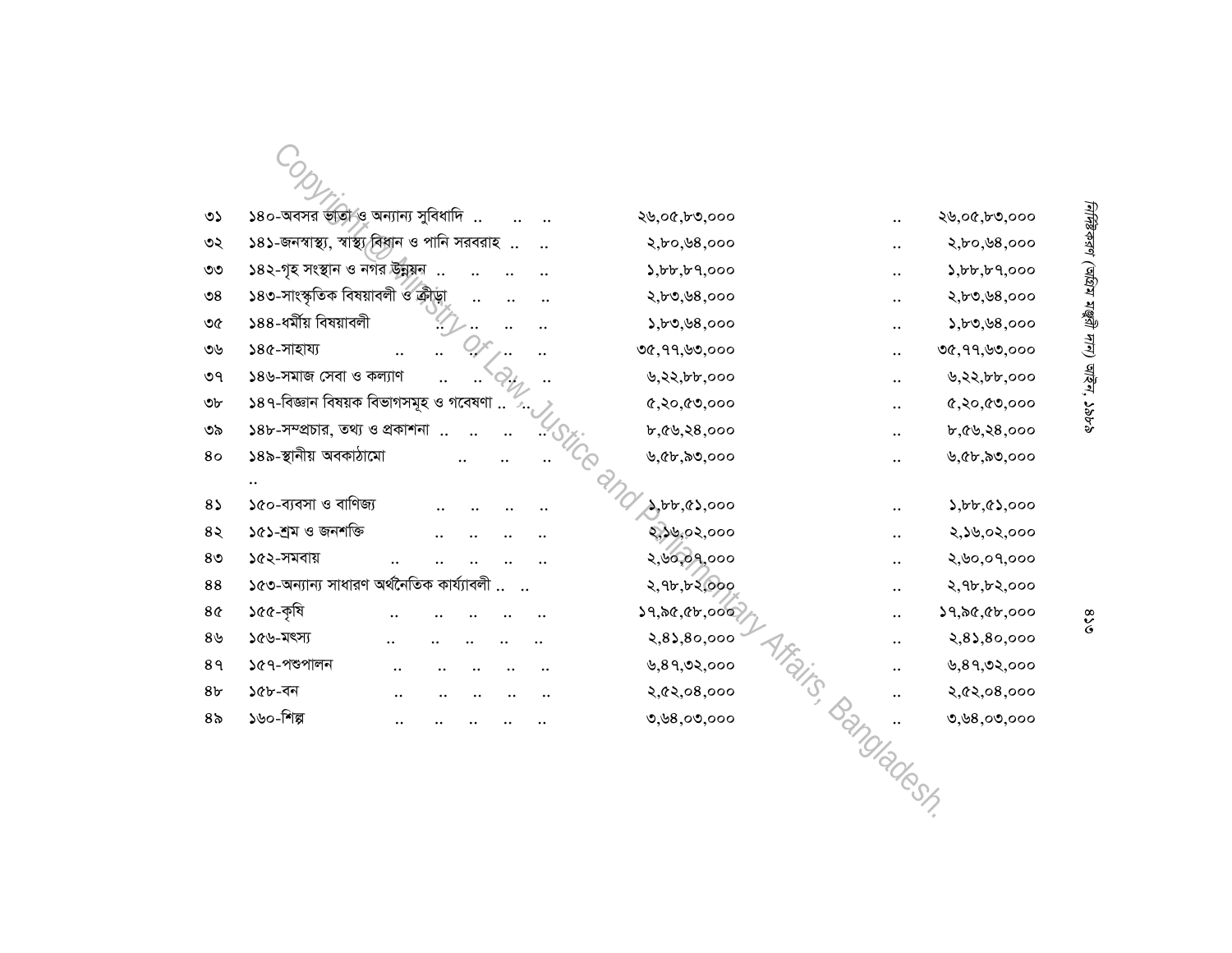| | | | | |
|---|---|---|---|---|
| ৩১ | ১৪০-অবসর ভাতা ও অন্যান্য সুবিধাদি .. .. .. | ২৬,০৫,৮৩,০০০ | .. | ২৬,০৫,৮৩,০০০ |
| ৩২ | ১৪১-জনস্বাস্থ্য, স্বাস্থ্য বিধান ও পানি সরবরাহ .. .. | ২,৮০,৬৪,০০০ | .. | ২,৮০,৬৪,০০০ |
| ৩৩ | ১৪২-গৃহ সংস্থান ও নগর উন্নয়ন .. .. .. .. | ১,৮৮,৮৭,০০০ | .. | ১,৮৮,৮৭,০০০ |
| ৩৪ | ১৪৩-সাংস্কৃতিক বিষয়াবলী ও ক্রীড়া .. .. .. | ২,৮৩,৬৪,০০০ | .. | ২,৮৩,৬৪,০০০ |
| ৩৫ | ১৪৪-ধর্মীয় বিষয়াবলী .. .. .. .. | ১,৮৩,৬৪,০০০ | .. | ১,৮৩,৬৪,০০০ |
| ৩৬ | ১৪৫-সাহায্য .. .. .. .. .. | ৩৫,৭৭,৬৩,০০০ | .. | ৩৫,৭৭,৬৩,০০০ |
| ৩৭ | ১৪৬-সমাজ সেবা ও কল্যাণ .. .. .. .. | ৬,২২,৮৮,০০০ | .. | ৬,২২,৮৮,০০০ |
| ৩৮ | ১৪৭-বিজ্ঞান বিষয়ক বিভাগসমূহ ও গবেষণা .. .. | ৫,২০,৫৩,০০০ | .. | ৫,২০,৫৩,০০০ |
| ৩৯ | ১৪৮-সম্প্রচার, তথ্য ও প্রকাশনা .. .. .. .. | ৮,৫৬,২৪,০০০ | .. | ৮,৫৬,২৪,০০০ |
| ৪০ | ১৪৯-স্থানীয় অবকাঠামো .. .. .. .. | ৬,৫৮,৯৩,০০০ | .. | ৬,৫৮,৯৩,০০০ |
| ৪১ | ১৫০-ব্যবসা ও বাণিজ্য .. .. .. .. | ১,৮৮,৫১,০০০ | .. | ১,৮৮,৫১,০০০ |
| ৪২ | ১৫১-শ্রম ও জনশক্তি .. .. .. .. | ২,১৬,০২,০০০ | .. | ২,১৬,০২,০০০ |
| ৪৩ | ১৫২-সমবায় .. .. .. .. .. | ২,৬০,০৭,০০০ | .. | ২,৬০,০৭,০০০ |
| ৪৪ | ১৫৩-অন্যান্য সাধারণ অর্থনৈতিক কার্য্যাবলী .. .. | ২,৭৮,৮২,০০০ | .. | ২,৭৮,৮২,০০০ |
| ৪৫ | ১৫৫-কৃষি .. .. .. .. .. | ১৭,৯৫,৫৮,০০০ | .. | ১৭,৯৫,৫৮,০০০ |
| ৪৬ | ১৫৬-মৎস্য .. .. .. .. .. | ২,৪১,৪০,০০০ | .. | ২,৪১,৪০,০০০ |
| ৪৭ | ১৫৭-পশুপালন .. .. .. .. .. | ৬,৪৭,৩২,০০০ | .. | ৬,৪৭,৩২,০০০ |
| ৪৮ | ১৫৮-বন .. .. .. .. .. | ২,৫২,০৪,০০০ | .. | ২,৫২,০৪,০০০ |
| ৪৯ | ১৬০-শিল্প .. .. .. .. .. | ৩,৬৪,০৩,০০০ | .. | ৩,৬৪,০৩,০০০ |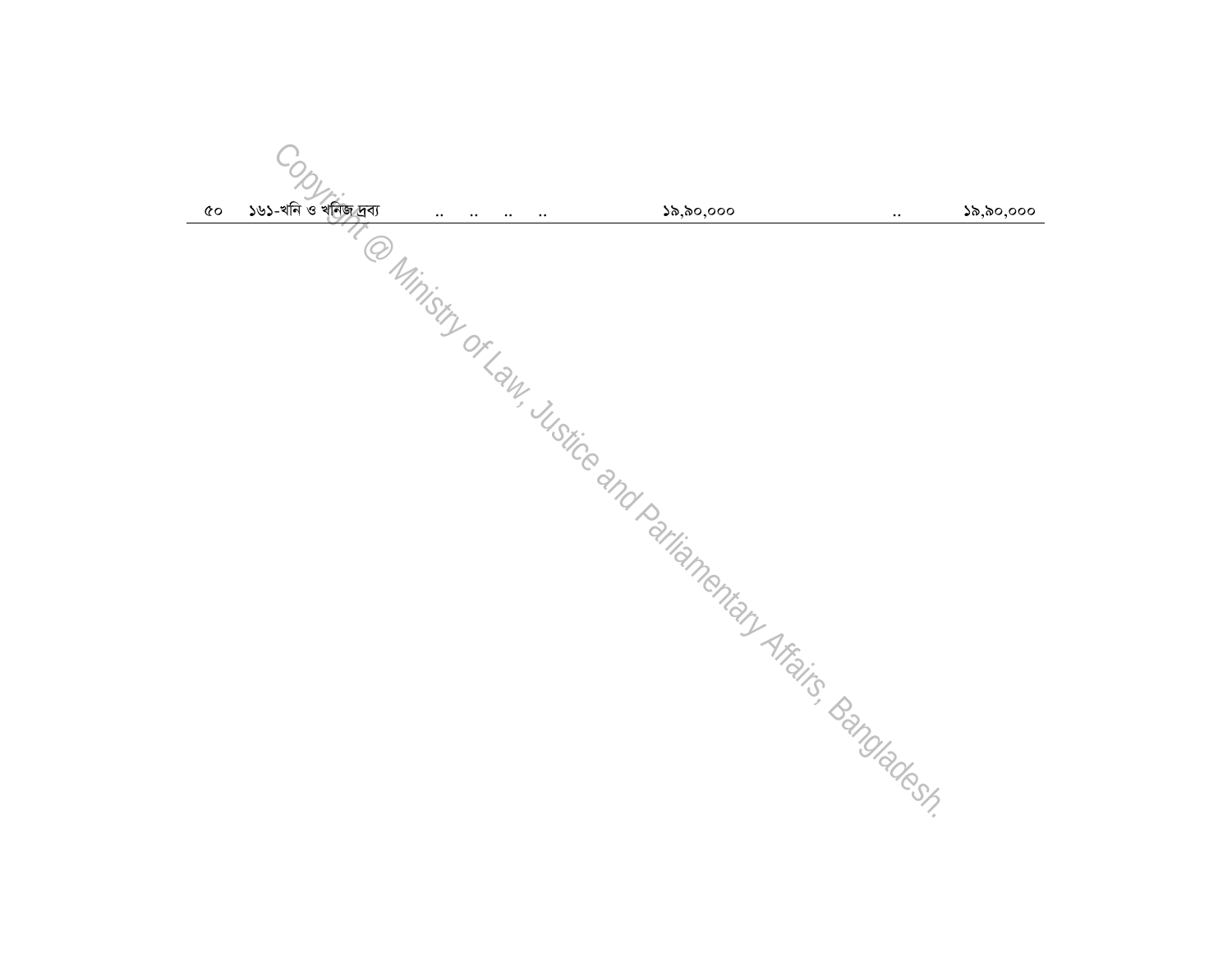| | | | | |
|---|---|---|---|---|
| ৫০ | ১৬১-খনি ও খনিজ দ্রব্য .. .. .. .. | ১৯,৯০,০০০ | .. | ১৯,৯০,০০০ |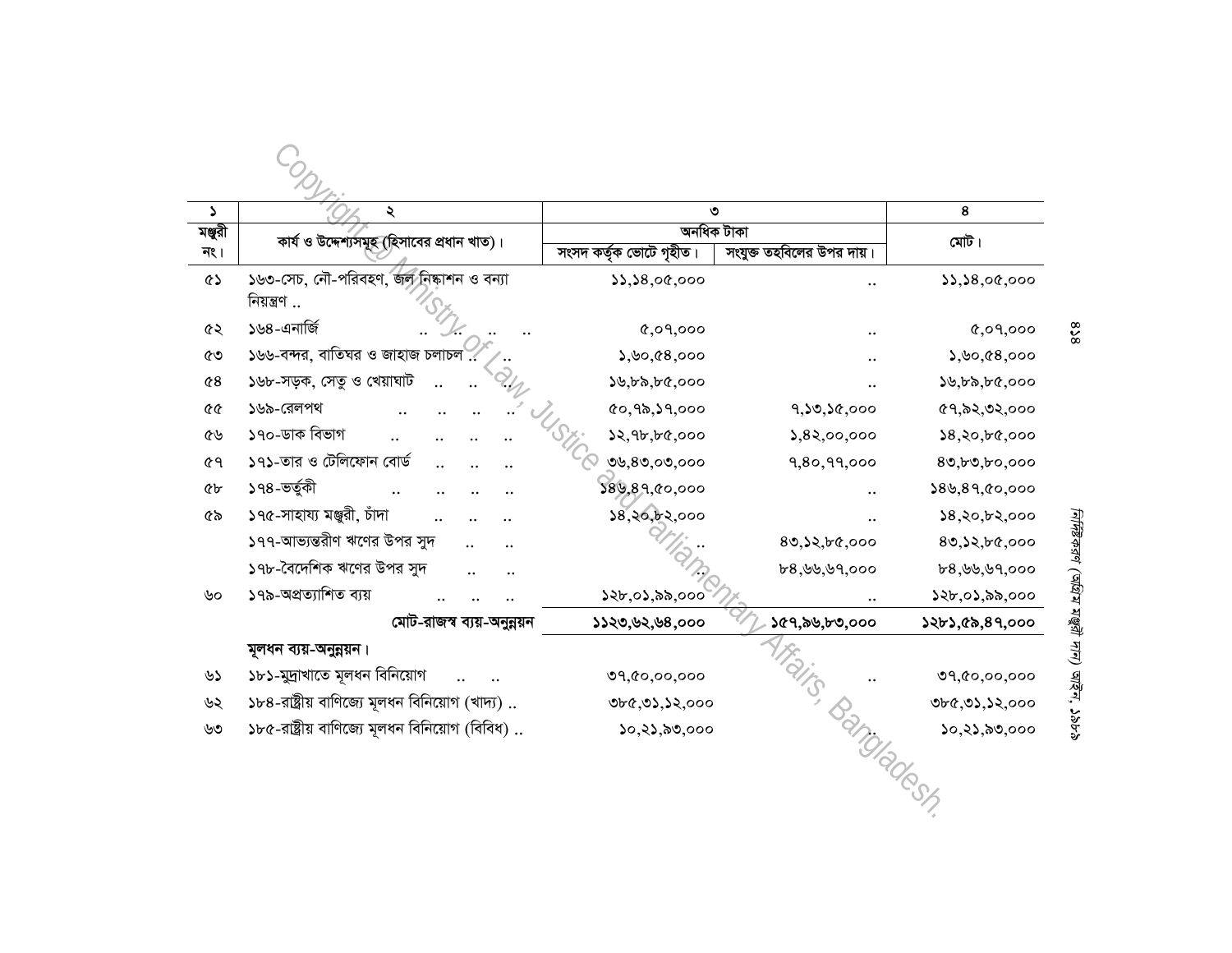| ১ | ২ | ৩ | | ৪ |
|---|---|---|---|---|
| মঞ্জুরী নং। | কার্য ও উদ্দেশ্যসমূহ (হিসাবের প্রধান খাত)। | অনধিক টাকা | | মোট। |
| | | সংসদ কর্তৃক ভোটে গৃহীত। | সংযুক্ত তহবিলের উপর দায়। | |
| ৫১ | ১৬৩-সেচ, নৌ-পরিবহণ, জল নিষ্কাশন ও বন্যা নিয়ন্ত্রণ .. | ১১,১৪,০৫,০০০ | .. | ১১,১৪,০৫,০০০ |
| ৫২ | ১৬৪-এনার্জি .. .. .. .. | ৫,০৭,০০০ | .. | ৫,০৭,০০০ |
| ৫৩ | ১৬৬-বন্দর, বাতিঘর ও জাহাজ চলাচল .. .. | ১,৬০,৫৪,০০০ | .. | ১,৬০,৫৪,০০০ |
| ৫৪ | ১৬৮-সড়ক, সেতু ও খেয়াঘাট .. .. .. | ১৬,৮৯,৮৫,০০০ | .. | ১৬,৮৯,৮৫,০০০ |
| ৫৫ | ১৬৯-রেলপথ .. .. .. .. | ৫০,৭৯,১৭,০০০ | ৭,১৩,১৫,০০০ | ৫৭,৯২,৩২,০০০ |
| ৫৬ | ১৭০-ডাক বিভাগ .. .. .. .. | ১২,৭৮,৮৫,০০০ | ১,৪২,০০,০০০ | ১৪,২০,৮৫,০০০ |
| ৫৭ | ১৭১-তার ও টেলিফোন বোর্ড .. .. .. | ৩৬,৪৩,০৩,০০০ | ৭,৪০,৭৭,০০০ | ৪৩,৮৩,৮০,০০০ |
| ৫৮ | ১৭৪-ভর্তুকী .. .. .. .. | ১৪৬,৪৭,৫০,০০০ | .. | ১৪৬,৪৭,৫০,০০০ |
| ৫৯ | ১৭৫-সাহায্য মঞ্জুরী, চাঁদা .. .. .. | ১৪,২০,৮২,০০০ | .. | ১৪,২০,৮২,০০০ |
| | ১৭৭-আভ্যন্তরীণ ঋণের উপর সুদ .. .. | .. | ৪৩,১২,৮৫,০০০ | ৪৩,১২,৮৫,০০০ |
| | ১৭৮-বৈদেশিক ঋণের উপর সুদ .. .. | .. | ৮৪,৬৬,৬৭,০০০ | ৮৪,৬৬,৬৭,০০০ |
| ৬০ | ১৭৯-অপ্রত্যাশিত ব্যয় .. .. .. | ১২৮,০১,৯৯,০০০ | .. | ১২৮,০১,৯৯,০০০ |
| | **মোট-রাজস্ব ব্যয়-অনুন্নয়ন** | **১১২৩,৬২,৬৪,০০০** | **১৫৭,৯৬,৮৩,০০০** | **১২৮১,৫৯,৪৭,০০০** |
| | **মূলধন ব্যয়-অনুন্নয়ন।** | | | |
| ৬১ | ১৮১-মুদ্রাখাতে মূলধন বিনিয়োগ .. .. | ৩৭,৫০,০০,০০০ | .. | ৩৭,৫০,০০,০০০ |
| ৬২ | ১৮৪-রাষ্ট্রীয় বাণিজ্যে মূলধন বিনিয়োগ (খাদ্য) .. | ৩৮৫,৩১,১২,০০০ | | ৩৮৫,৩১,১২,০০০ |
| ৬৩ | ১৮৫-রাষ্ট্রীয় বাণিজ্যে মূলধন বিনিয়োগ (বিবিধ) .. | ১০,২১,৯৩,০০০ | .. | ১০,২১,৯৩,০০০ |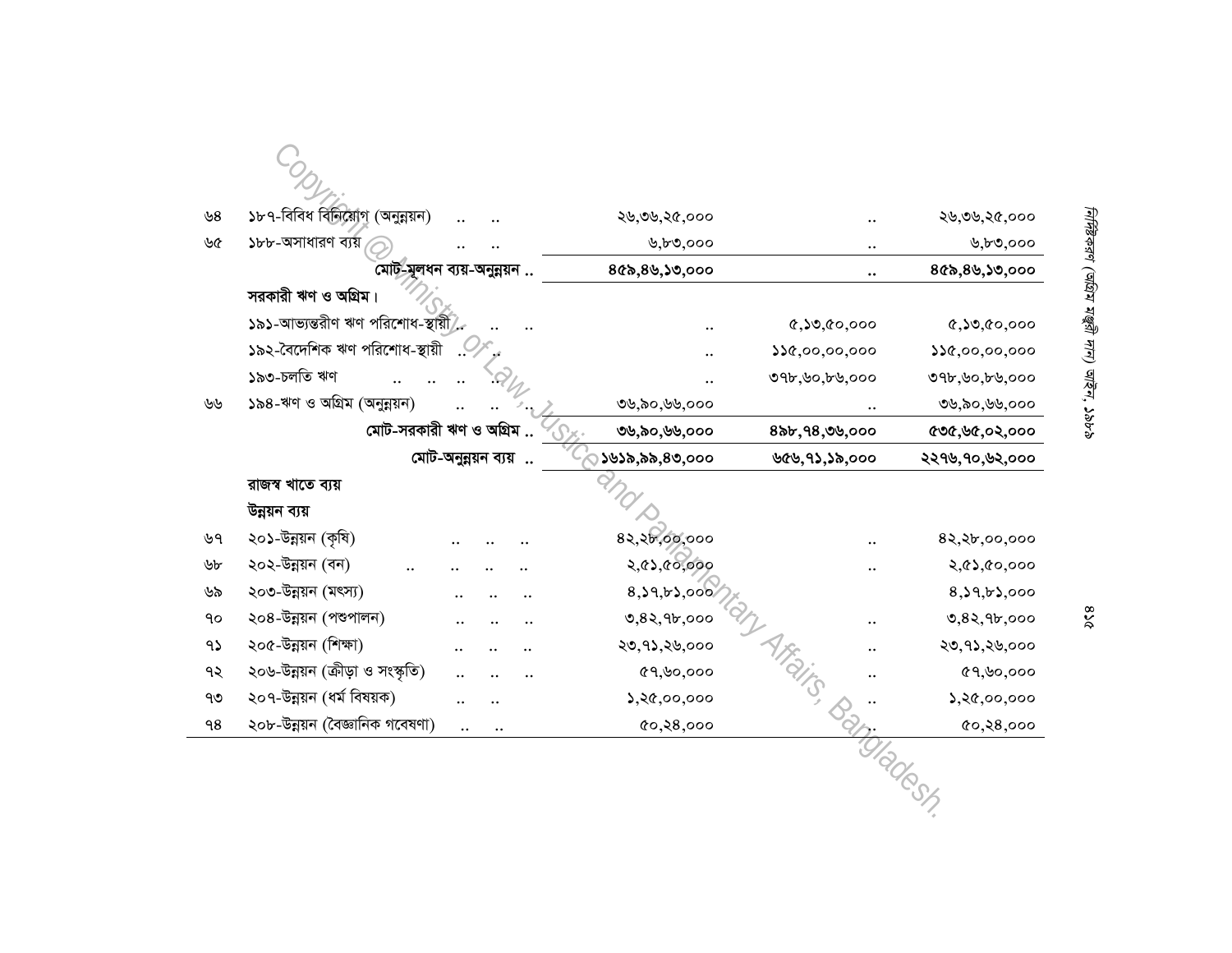| | | | | |
|---|---|---|---|---|
| ৬৪ | ১৮৭-বিবিধ বিনিয়োগ (অনুন্নয়ন) .. .. | ২৬,৩৬,২৫,০০০ | .. | ২৬,৩৬,২৫,০০০ |
| ৬৫ | ১৮৮-অসাধারণ ব্যয় .. .. | ৬,৮৩,০০০ | .. | ৬,৮৩,০০০ |
| | **মোট-মূলধন ব্যয়-অনুন্নয়ন ..** | **৪৫৯,৪৬,১৩,০০০** | **..** | **৪৫৯,৪৬,১৩,০০০** |
| | **সরকারী ঋণ ও অগ্রিম।** | | | |
| | ১৯১-আভ্যন্তরীণ ঋণ পরিশোধ-স্থায়ী .. .. .. | .. | ৫,১৩,৫০,০০০ | ৫,১৩,৫০,০০০ |
| | ১৯২-বৈদেশিক ঋণ পরিশোধ-স্থায়ী .. .. | .. | ১১৫,০০,০০,০০০ | ১১৫,০০,০০,০০০ |
| | ১৯৩-চলতি ঋণ .. .. .. .. | .. | ৩৭৮,৬০,৮৬,০০০ | ৩৭৮,৬০,৮৬,০০০ |
| ৬৬ | ১৯৪-ঋণ ও অগ্রিম (অনুন্নয়ন) .. .. .. | ৩৬,৯০,৬৬,০০০ | .. | ৩৬,৯০,৬৬,০০০ |
| | **মোট-সরকারী ঋণ ও অগ্রিম ..** | **৩৬,৯০,৬৬,০০০** | **৪৯৮,৭৪,৩৬,০০০** | **৫৩৫,৬৫,০২,০০০** |
| | **মোট-অনুন্নয়ন ব্যয় ..** | **১৬১৯,৯৯,৪৩,০০০** | **৬৫৬,৭১,১৯,০০০** | **২২৭৬,৭০,৬২,০০০** |
| | **রাজস্ব খাতে ব্যয়** | | | |
| | **উন্নয়ন ব্যয়** | | | |
| ৬৭ | ২০১-উন্নয়ন (কৃষি) .. .. .. | ৪২,২৮,০০,০০০ | .. | ৪২,২৮,০০,০০০ |
| ৬৮ | ২০২-উন্নয়ন (বন) .. .. .. .. | ২,৫১,৫০,০০০ | .. | ২,৫১,৫০,০০০ |
| ৬৯ | ২০৩-উন্নয়ন (মৎস্য) .. .. .. | ৪,১৭,৮১,০০০ | .. | ৪,১৭,৮১,০০০ |
| ৭০ | ২০৪-উন্নয়ন (পশুপালন) .. .. .. | ৩,৪২,৭৮,০০০ | .. | ৩,৪২,৭৮,০০০ |
| ৭১ | ২০৫-উন্নয়ন (শিক্ষা) .. .. .. | ২৩,৭১,২৬,০০০ | .. | ২৩,৭১,২৬,০০০ |
| ৭২ | ২০৬-উন্নয়ন (ক্রীড়া ও সংস্কৃতি) .. .. .. | ৫৭,৬০,০০০ | .. | ৫৭,৬০,০০০ |
| ৭৩ | ২০৭-উন্নয়ন (ধর্ম বিষয়ক) .. .. | ১,২৫,০০,০০০ | .. | ১,২৫,০০,০০০ |
| ৭৪ | ২০৮-উন্নয়ন (বৈজ্ঞানিক গবেষণা) .. .. | ৫০,২৪,০০০ | .. | ৫০,২৪,০০০ |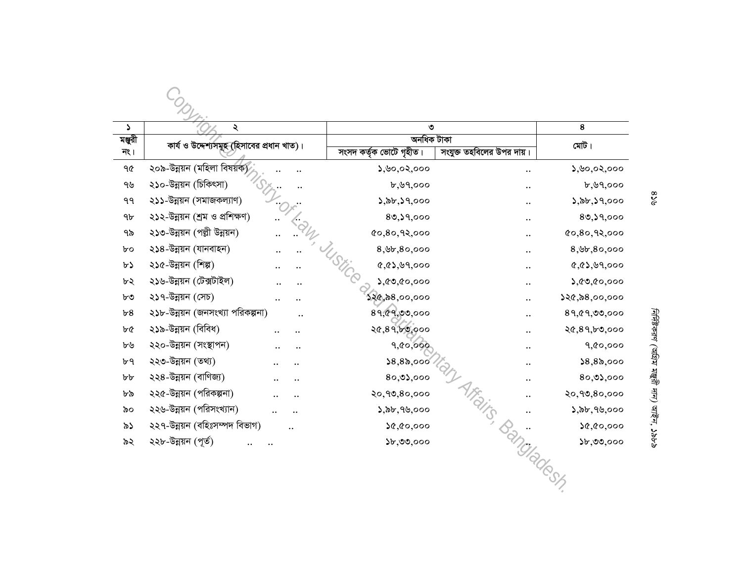| ১ | ২ | ৩ | | ৪ |
|---|---|---|---|---|
| মঞ্জুরী নং। | কার্য ও উদ্দেশ্যসমূহ (হিসাবের প্রধান খাত)। | অনধিক টাকা | | মোট। |
| | | সংসদ কর্তৃক ভোটে গৃহীত। | সংযুক্ত তহবিলের উপর দায়। | |
| ৭৫ | ২০৯-উন্নয়ন (মহিলা বিষয়ক) .. .. | ১,৬০,০২,০০০ | .. | ১,৬০,০২,০০০ |
| ৭৬ | ২১০-উন্নয়ন (চিকিৎসা) .. .. | ৮,৬৭,০০০ | .. | ৮,৬৭,০০০ |
| ৭৭ | ২১১-উন্নয়ন (সমাজকল্যাণ) .. .. | ১,৯৮,১৭,০০০ | .. | ১,৯৮,১৭,০০০ |
| ৭৮ | ২১২-উন্নয়ন (শ্রম ও প্রশিক্ষণ) .. .. | ৪৩,১৭,০০০ | .. | ৪৩,১৭,০০০ |
| ৭৯ | ২১৩-উন্নয়ন (পল্লী উন্নয়ন) .. .. | ৫০,৪০,৭২,০০০ | .. | ৫০,৪০,৭২,০০০ |
| ৮০ | ২১৪-উন্নয়ন (যানবাহন) .. .. | ৪,৬৮,৪০,০০০ | .. | ৪,৬৮,৪০,০০০ |
| ৮১ | ২১৫-উন্নয়ন (শিল্প) .. .. | ৫,৫১,৬৭,০০০ | .. | ৫,৫১,৬৭,০০০ |
| ৮২ | ২১৬-উন্নয়ন (টেক্সটাইল) .. .. | ১,৫৩,৫০,০০০ | .. | ১,৫৩,৫০,০০০ |
| ৮৩ | ২১৭-উন্নয়ন (সেচ) .. .. | ১২৫,৯৪,০০,০০০ | .. | ১২৫,৯৪,০০,০০০ |
| ৮৪ | ২১৮-উন্নয়ন (জনসংখ্যা পরিকল্পনা) .. | ৪৭,৫৭,৩৩,০০০ | .. | ৪৭,৫৭,৩৩,০০০ |
| ৮৫ | ২১৯-উন্নয়ন (বিবিধ) .. .. | ২৫,৪৭,৮৩,০০০ | .. | ২৫,৪৭,৮৩,০০০ |
| ৮৬ | ২২০-উন্নয়ন (সংস্থাপন) .. .. | ৭,৫০,০০০ | .. | ৭,৫০,০০০ |
| ৮৭ | ২২৩-উন্নয়ন (তথ্য) .. .. | ১৪,৪৯,০০০ | .. | ১৪,৪৯,০০০ |
| ৮৮ | ২২৪-উন্নয়ন (বাণিজ্য) .. .. | ৪০,৩১,০০০ | .. | ৪০,৩১,০০০ |
| ৮৯ | ২২৫-উন্নয়ন (পরিকল্পনা) .. .. | ২০,৭৩,৪০,০০০ | .. | ২০,৭৩,৪০,০০০ |
| ৯০ | ২২৬-উন্নয়ন (পরিসংখ্যান) .. .. | ১,৯৮,৭৬,০০০ | .. | ১,৯৮,৭৬,০০০ |
| ৯১ | ২২৭-উন্নয়ন (বহিঃসম্পদ বিভাগ) .. | ১৫,৫০,০০০ | .. | ১৫,৫০,০০০ |
| ৯২ | ২২৮-উন্নয়ন (পূর্ত) .. .. | ১৮,৩৩,০০০ | .. | ১৮,৩৩,০০০ |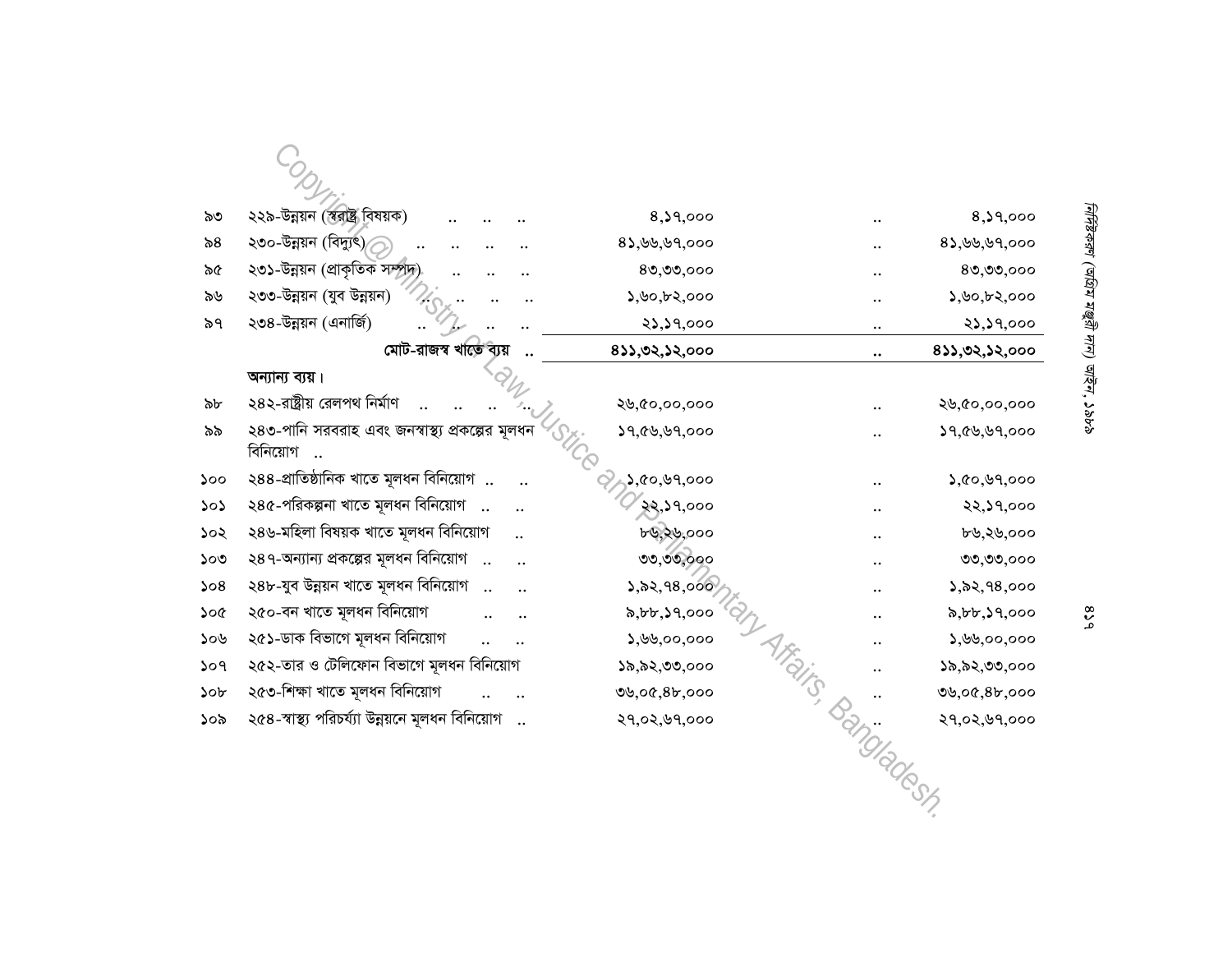| | | | | |
|---|---|---|---|---|
| ৯৩ | ২২৯-উন্নয়ন (স্বরাষ্ট্র বিষয়ক) .. .. .. | ৪,১৭,০০০ | .. | ৪,১৭,০০০ |
| ৯৪ | ২৩০-উন্নয়ন (বিদ্যুৎ) .. .. .. .. | ৪১,৬৬,৬৭,০০০ | .. | ৪১,৬৬,৬৭,০০০ |
| ৯৫ | ২৩১-উন্নয়ন (প্রাকৃতিক সম্পদ) .. .. .. | ৪৩,৩৩,০০০ | .. | ৪৩,৩৩,০০০ |
| ৯৬ | ২৩৩-উন্নয়ন (যুব উন্নয়ন) .. .. .. | ১,৬০,৮২,০০০ | .. | ১,৬০,৮২,০০০ |
| ৯৭ | ২৩৪-উন্নয়ন (এনার্জি) .. .. .. .. | ২১,১৭,০০০ | .. | ২১,১৭,০০০ |
| | **মোট-রাজস্ব খাতে ব্যয় ..** | **৪১১,৩২,১২,০০০** | .. | **৪১১,৩২,১২,০০০** |
| | **অন্যান্য ব্যয়।** | | | |
| ৯৮ | ২৪২-রাষ্ট্রীয় রেলপথ নির্মাণ .. .. .. .. | ২৬,৫০,০০,০০০ | .. | ২৬,৫০,০০,০০০ |
| ৯৯ | ২৪৩-পানি সরবরাহ এবং জনস্বাস্থ্য প্রকল্পের মূলধন বিনিয়োগ .. | ১৭,৫৬,৬৭,০০০ | .. | ১৭,৫৬,৬৭,০০০ |
| ১০০ | ২৪৪-প্রাতিষ্ঠানিক খাতে মূলধন বিনিয়োগ .. .. | ১,৫০,৬৭,০০০ | .. | ১,৫০,৬৭,০০০ |
| ১০১ | ২৪৫-পরিকল্পনা খাতে মূলধন বিনিয়োগ .. .. | ২২,১৭,০০০ | .. | ২২,১৭,০০০ |
| ১০২ | ২৪৬-মহিলা বিষয়ক খাতে মূলধন বিনিয়োগ .. | ৮৬,২৬,০০০ | .. | ৮৬,২৬,০০০ |
| ১০৩ | ২৪৭-অন্যান্য প্রকল্পের মূলধন বিনিয়োগ .. .. | ৩৩,৩৩,০০০ | .. | ৩৩,৩৩,০০০ |
| ১০৪ | ২৪৮-যুব উন্নয়ন খাতে মূলধন বিনিয়োগ .. .. | ১,৯২,৭৪,০০০ | .. | ১,৯২,৭৪,০০০ |
| ১০৫ | ২৫০-বন খাতে মূলধন বিনিয়োগ .. .. | ৯,৮৮,১৭,০০০ | .. | ৯,৮৮,১৭,০০০ |
| ১০৬ | ২৫১-ডাক বিভাগে মূলধন বিনিয়োগ .. .. | ১,৬৬,০০,০০০ | .. | ১,৬৬,০০,০০০ |
| ১০৭ | ২৫২-তার ও টেলিফোন বিভাগে মূলধন বিনিয়োগ | ১৯,৯২,৩৩,০০০ | .. | ১৯,৯২,৩৩,০০০ |
| ১০৮ | ২৫৩-শিক্ষা খাতে মূলধন বিনিয়োগ .. .. | ৩৬,০৫,৪৮,০০০ | .. | ৩৬,০৫,৪৮,০০০ |
| ১০৯ | ২৫৪-স্বাস্থ্য পরিচর্য্যা উন্নয়নে মূলধন বিনিয়োগ .. | ২৭,০২,৬৭,০০০ | .. | ২৭,০২,৬৭,০০০ |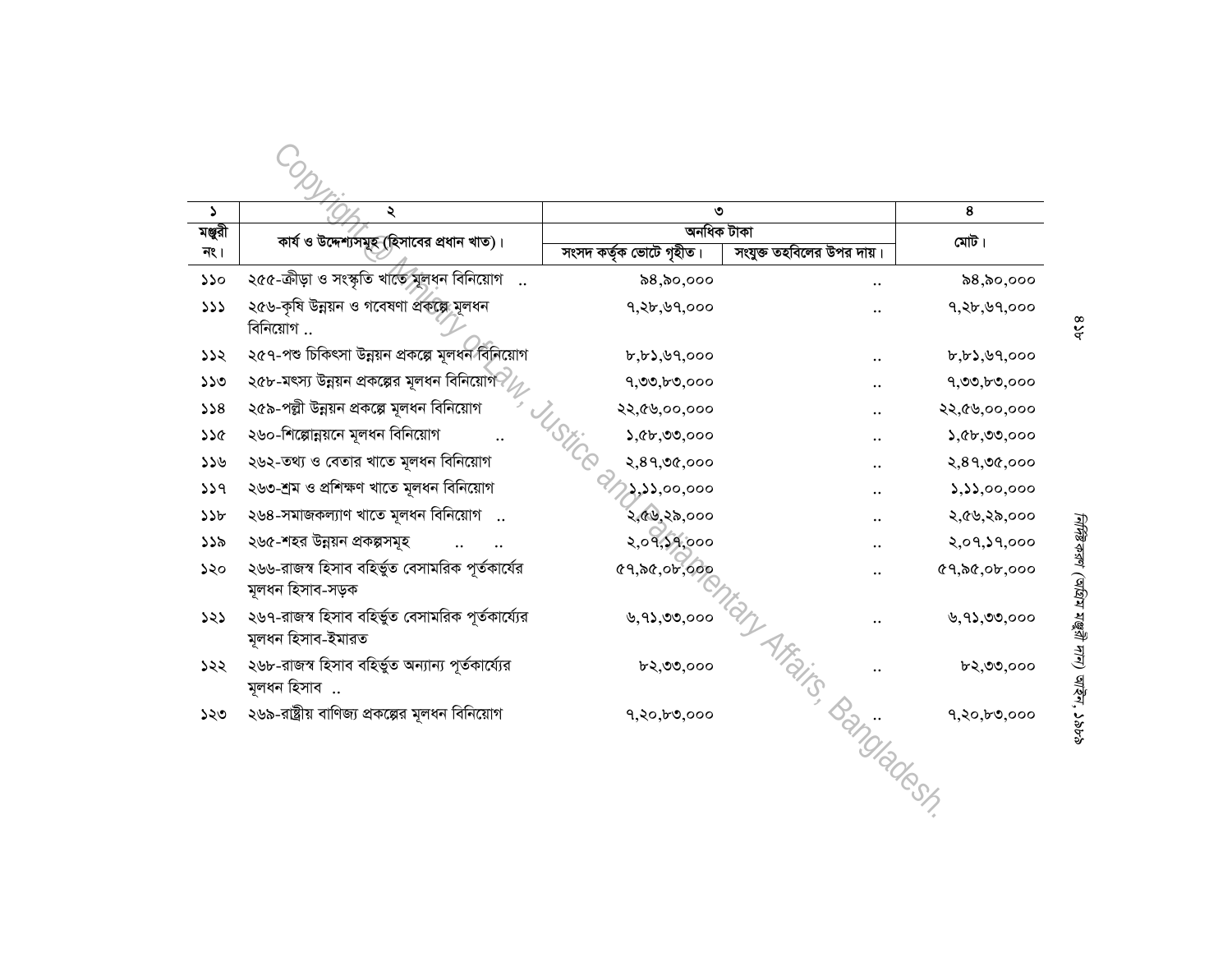| ১ | ২ | ৩ | | ৪ |
|---|---|---|---|---|
| মঞ্জুরী নং। | কার্য ও উদ্দেশ্যসমূহ (হিসাবের প্রধান খাত)। | অনধিক টাকা | | মোট। |
| | | সংসদ কর্তৃক ভোটে গৃহীত। | সংযুক্ত তহবিলের উপর দায়। | |
| ১১০ | ২৫৫-ক্রীড়া ও সংস্কৃতি খাতে মূলধন বিনিয়োগ .. | ৯৪,৯০,০০০ | .. | ৯৪,৯০,০০০ |
| ১১১ | ২৫৬-কৃষি উন্নয়ন ও গবেষণা প্রকল্পে মূলধন বিনিয়োগ .. | ৭,২৮,৬৭,০০০ | .. | ৭,২৮,৬৭,০০০ |
| ১১২ | ২৫৭-পশু চিকিৎসা উন্নয়ন প্রকল্পে মূলধন বিনিয়োগ | ৮,৮১,৬৭,০০০ | .. | ৮,৮১,৬৭,০০০ |
| ১১৩ | ২৫৮-মৎস্য উন্নয়ন প্রকল্পের মূলধন বিনিয়োগ | ৭,৩৩,৮৩,০০০ | .. | ৭,৩৩,৮৩,০০০ |
| ১১৪ | ২৫৯-পল্লী উন্নয়ন প্রকল্পে মূলধন বিনিয়োগ | ২২,৫৬,০০,০০০ | .. | ২২,৫৬,০০,০০০ |
| ১১৫ | ২৬০-শিল্পোন্নয়নে মূলধন বিনিয়োগ .. | ১,৫৮,৩৩,০০০ | .. | ১,৫৮,৩৩,০০০ |
| ১১৬ | ২৬২-তথ্য ও বেতার খাতে মূলধন বিনিয়োগ | ২,৪৭,৩৫,০০০ | .. | ২,৪৭,৩৫,০০০ |
| ১১৭ | ২৬৩-শ্রম ও প্রশিক্ষণ খাতে মূলধন বিনিয়োগ | ১,১১,০০,০০০ | .. | ১,১১,০০,০০০ |
| ১১৮ | ২৬৪-সমাজকল্যাণ খাতে মূলধন বিনিয়োগ .. | ২,৫৬,২৯,০০০ | .. | ২,৫৬,২৯,০০০ |
| ১১৯ | ২৬৫-শহর উন্নয়ন প্রকল্পসমূহ .. .. | ২,০৭,১৭,০০০ | .. | ২,০৭,১৭,০০০ |
| ১২০ | ২৬৬-রাজস্ব হিসাব বহির্ভুত বেসামরিক পূর্তকার্যের মূলধন হিসাব-সড়ক | ৫৭,৯৫,০৮,০০০ | .. | ৫৭,৯৫,০৮,০০০ |
| ১২১ | ২৬৭-রাজস্ব হিসাব বহির্ভুত বেসামরিক পূর্তকার্য্যের মূলধন হিসাব-ইমারত | ৬,৭১,৩৩,০০০ | .. | ৬,৭১,৩৩,০০০ |
| ১২২ | ২৬৮-রাজস্ব হিসাব বহির্ভুত অন্যান্য পূর্তকার্য্যের মূলধন হিসাব .. | ৮২,৩৩,০০০ | .. | ৮২,৩৩,০০০ |
| ১২৩ | ২৬৯-রাষ্ট্রীয় বাণিজ্য প্রকল্পের মূলধন বিনিয়োগ | ৭,২০,৮৩,০০০ | .. | ৭,২০,৮৩,০০০ |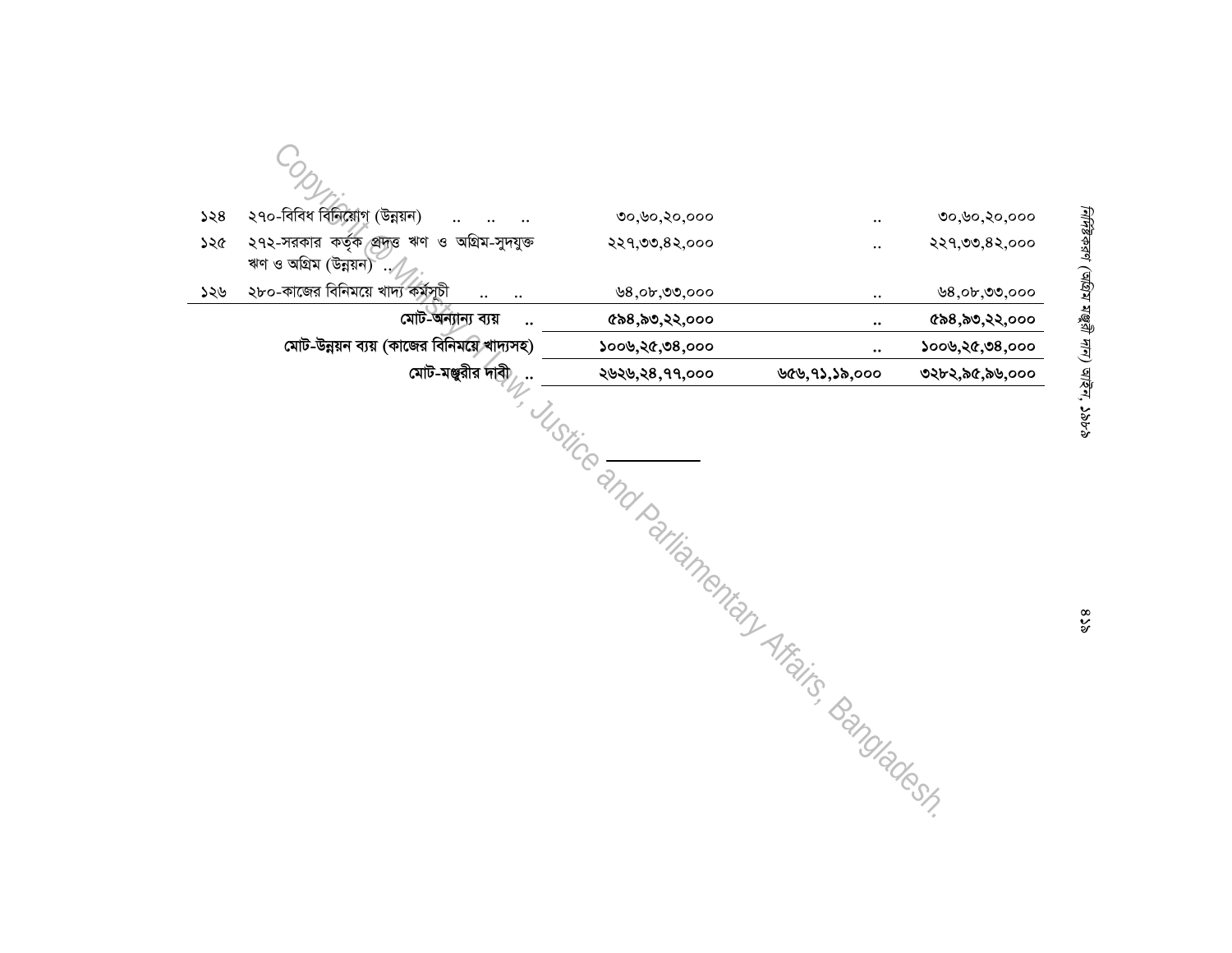| | | | | |
|---|---|---|---|---|
| ১২৪ | ২৭০-বিবিধ বিনিয়োগ (উন্নয়ন) .. .. .. | ৩০,৬০,২০,০০০ | .. | ৩০,৬০,২০,০০০ |
| ১২৫ | ২৭২-সরকার কর্তৃক প্রদত্ত ঋণ ও অগ্রিম-সুদযুক্ত ঋণ ও অগ্রিম (উন্নয়ন) .. | ২২৭,৩৩,৪২,০০০ | .. | ২২৭,৩৩,৪২,০০০ |
| ১২৬ | ২৮০-কাজের বিনিময়ে খাদ্য কর্মসূচী .. .. | ৬৪,০৮,৩৩,০০০ | .. | ৬৪,০৮,৩৩,০০০ |
| | **মোট-অন্যান্য ব্যয় ..** | **৫৯৪,৯৩,২২,০০০** | .. | **৫৯৪,৯৩,২২,০০০** |
| | **মোট-উন্নয়ন ব্যয় (কাজের বিনিময়ে খাদ্যসহ)** | **১০০৬,২৫,৩৪,০০০** | .. | **১০০৬,২৫,৩৪,০০০** |
| | **মোট-মঞ্জুরীর দাবী ..** | **২৬২৬,২৪,৭৭,০০০** | **৬৫৬,৭১,১৯,০০০** | **৩২৮২,৯৫,৯৬,০০০** |